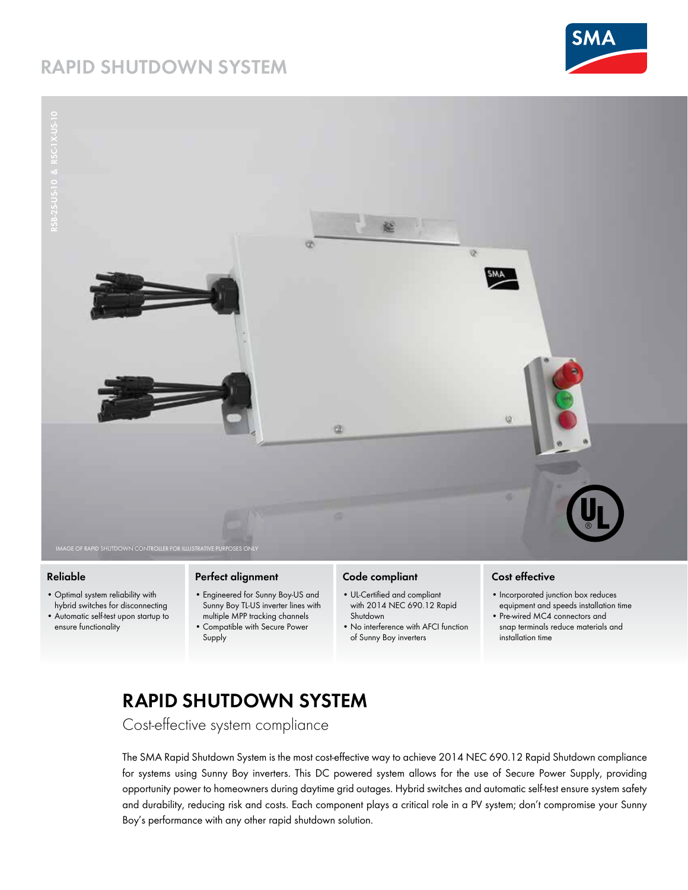# RAPID SHUTDOWN SYSTEM

RSB-2S-US-10 & RSC-1X-US-10

IMAGE OF RAPID SHUTDOWN CONTROLLER FOR ILLUSTRATIVE PURPOSES ONLY

### Reliable

- Optimal system reliability with hybrid switches for disconnecting
- Automatic self-test upon startup to ensure functionality

### Perfect alignment

- Engineered for Sunny Boy-US and Sunny Boy TL-US inverter lines with multiple MPP tracking channels
- Compatible with Secure Power Supply

### Code compliant

- UL-Certified and compliant with 2014 NEC 690.12 Rapid Shutdown
- No interference with AFCI function of Sunny Boy inverters

### Cost effective

- Incorporated junction box reduces equipment and speeds installation time
- Pre-wired MC4 connectors and snap terminals reduce materials and installation time

## RAPID SHUTDOWN SYSTEM

Cost-effective system compliance

The SMA Rapid Shutdown System is the most cost-effective way to achieve 2014 NEC 690.12 Rapid Shutdown compliance for systems using Sunny Boy inverters. This DC powered system allows for the use of Secure Power Supply, providing opportunity power to homeowners during daytime grid outages. Hybrid switches and automatic self-test ensure system safety and durability, reducing risk and costs. Each component plays a critical role in a PV system; don't compromise your Sunny Boy's performance with any other rapid shutdown solution.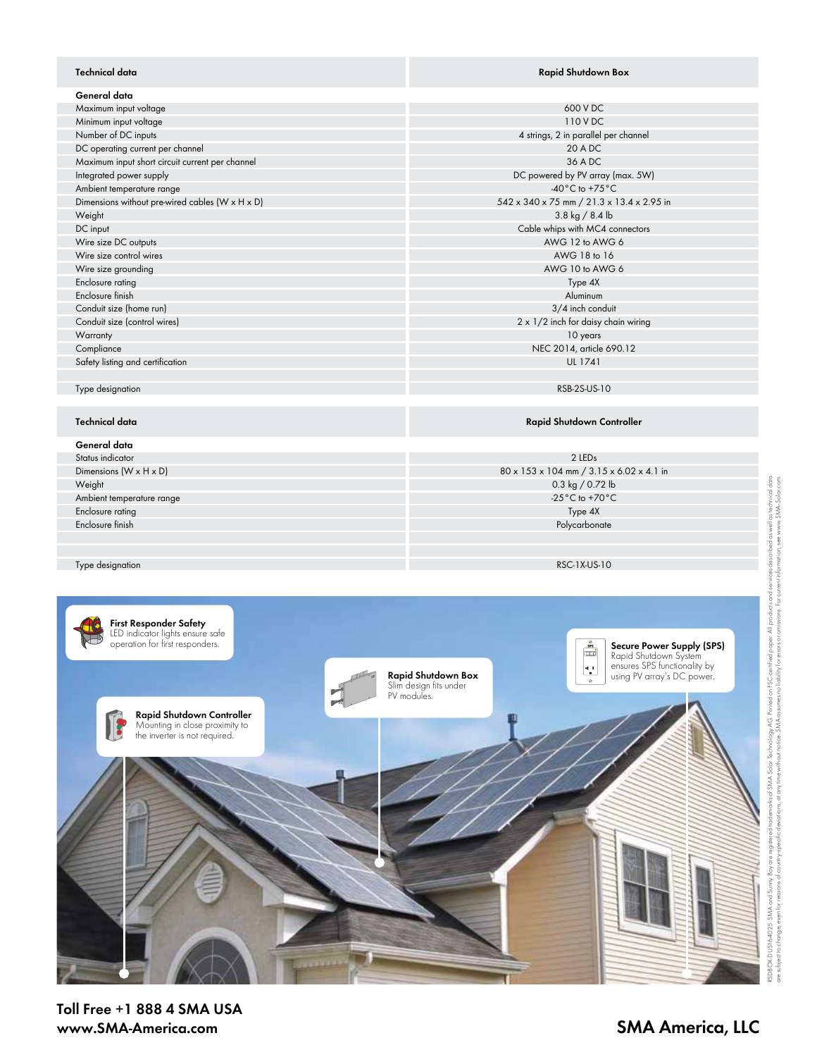| Technical data | Rapid Shutdown Box |
|---|---|
| **General data** | |
| Maximum input voltage | 600 V DC |
| Minimum input voltage | 110 V DC |
| Number of DC inputs | 4 strings, 2 in parallel per channel |
| DC operating current per channel | 20 A DC |
| Maximum input short circuit current per channel | 36 A DC |
| Integrated power supply | DC powered by PV array (max. 5W) |
| Ambient temperature range | -40 °C to +75 °C |
| Dimensions without pre-wired cables (W x H x D) | 542 x 340 x 75 mm / 21.3 x 13.4 x 2.95 in |
| Weight | 3.8 kg / 8.4 lb |
| DC input | Cable whips with MC4 connectors |
| Wire size DC outputs | AWG 12 to AWG 6 |
| Wire size control wires | AWG 18 to 16 |
| Wire size grounding | AWG 10 to AWG 6 |
| Enclosure rating | Type 4X |
| Enclosure finish | Aluminum |
| Conduit size (home run) | 3/4 inch conduit |
| Conduit size (control wires) | 2 x 1/2 inch for daisy chain wiring |
| Warranty | 10 years |
| Compliance | NEC 2014, article 690.12 |
| Safety listing and certification | UL 1741 |
| | |
| Type designation | RSB-2S-US-10 |

| Technical data | Rapid Shutdown Controller |
|---|---|
| **General data** | |
| Status indicator | 2 LEDs |
| Dimensions (W x H x D) | 80 x 153 x 104 mm / 3.15 x 6.02 x 4.1 in |
| Weight | 0.3 kg / 0.72 lb |
| Ambient temperature range | -25 °C to +70 °C |
| Enclosure rating | Type 4X |
| Enclosure finish | Polycarbonate |
| | |
| | |
| Type designation | RSC-1X-US-10 |

**First Responder Safety**
LED indicator lights ensure safe operation for first responders.

**Rapid Shutdown Box**
Slim design fits under PV modules.

**Secure Power Supply (SPS)**
Rapid Shutdown System ensures SPS functionality by using PV array's DC power.

**Rapid Shutdown Controller**
Mounting in close proximity to the inverter is not required.

RSDBOX-DUS16-4025 SMA and Sunny Boy are registered trademarks of SMA Solar Technology AG. Printed on FSC-certified paper. All products and services described as well as technical data are subject to change, even for reasons of country-specific deviations, at any time without notice. SMA assumes no liability for errors or omissions. For current information, see www.SMA-Solar.com.

**Toll Free +1 888 4 SMA USA**
**www.SMA-America.com**

**SMA America, LLC**